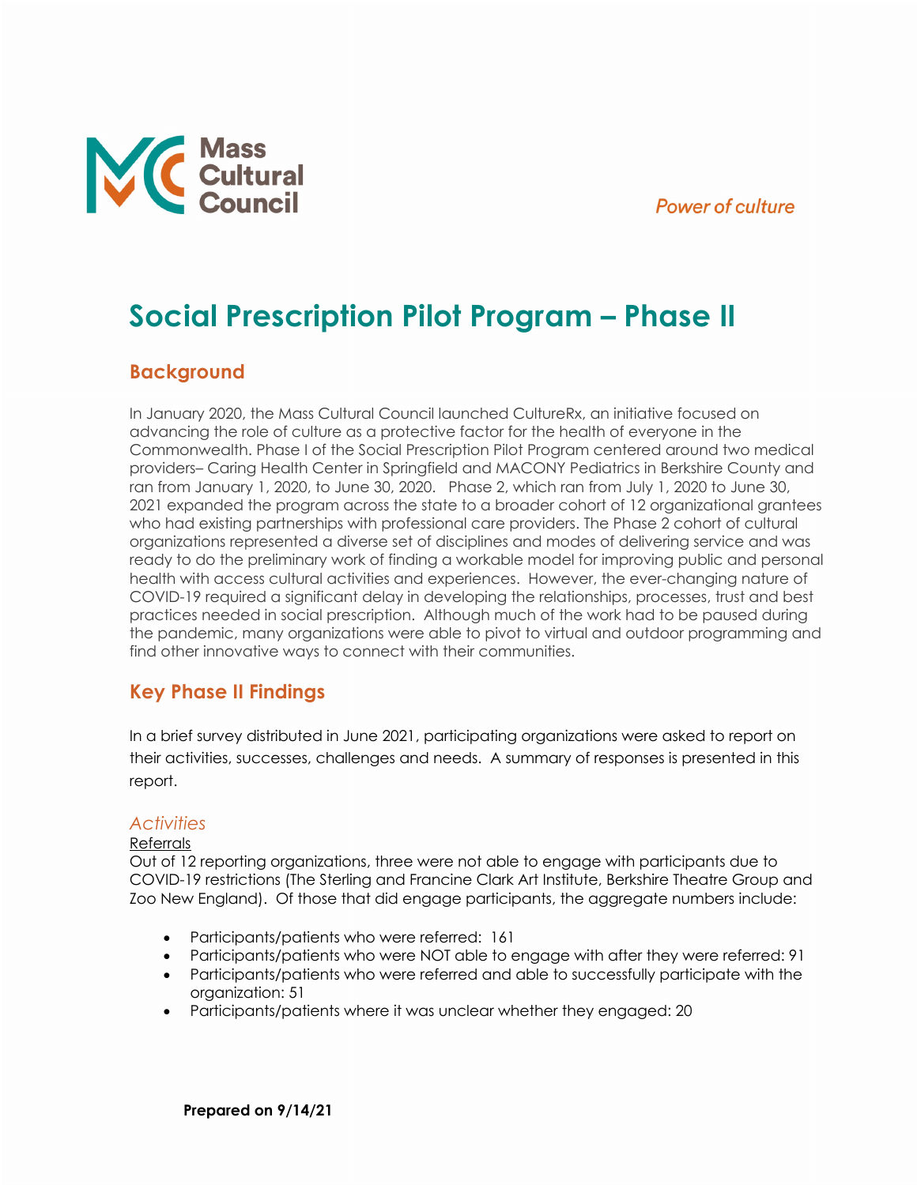Mass Cultural Council

*Power of culture*

# Social Prescription Pilot Program – Phase II

## Background

In January 2020, the Mass Cultural Council launched CultureRx, an initiative focused on advancing the role of culture as a protective factor for the health of everyone in the Commonwealth. Phase I of the Social Prescription Pilot Program centered around two medical providers– Caring Health Center in Springfield and MACONY Pediatrics in Berkshire County and ran from January 1, 2020, to June 30, 2020. Phase 2, which ran from July 1, 2020 to June 30, 2021 expanded the program across the state to a broader cohort of 12 organizational grantees who had existing partnerships with professional care providers. The Phase 2 cohort of cultural organizations represented a diverse set of disciplines and modes of delivering service and was ready to do the preliminary work of finding a workable model for improving public and personal health with access cultural activities and experiences. However, the ever-changing nature of COVID-19 required a significant delay in developing the relationships, processes, trust and best practices needed in social prescription. Although much of the work had to be paused during the pandemic, many organizations were able to pivot to virtual and outdoor programming and find other innovative ways to connect with their communities.

## Key Phase II Findings

In a brief survey distributed in June 2021, participating organizations were asked to report on their activities, successes, challenges and needs. A summary of responses is presented in this report.

### *Activities*

<u>Referrals</u>

Out of 12 reporting organizations, three were not able to engage with participants due to COVID-19 restrictions (The Sterling and Francine Clark Art Institute, Berkshire Theatre Group and Zoo New England). Of those that did engage participants, the aggregate numbers include:

- Participants/patients who were referred: 161
- Participants/patients who were NOT able to engage with after they were referred: 91
- Participants/patients who were referred and able to successfully participate with the organization: 51
- Participants/patients where it was unclear whether they engaged: 20

**Prepared on 9/14/21**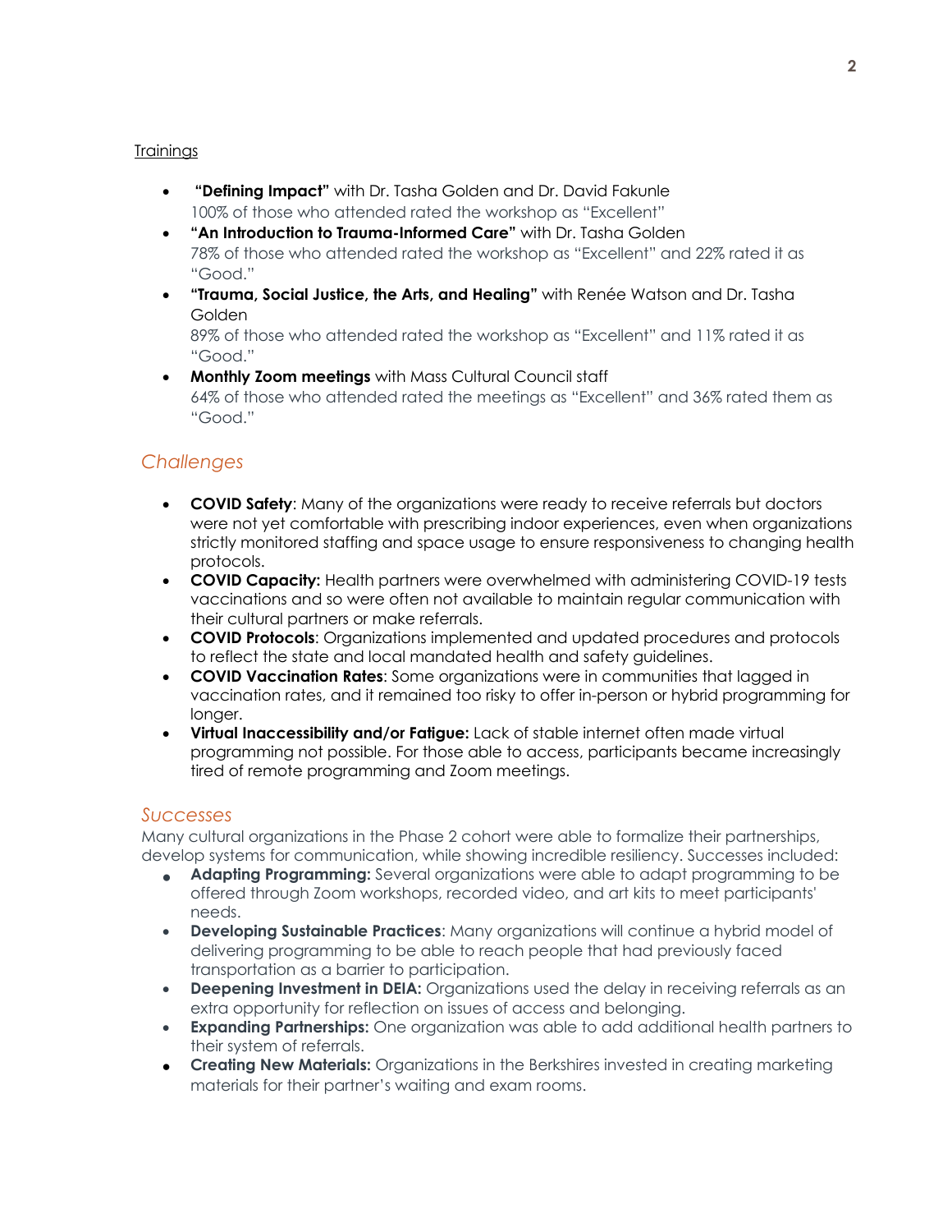Trainings

- **"Defining Impact"** with Dr. Tasha Golden and Dr. David Fakunle
  100% of those who attended rated the workshop as "Excellent"
- **"An Introduction to Trauma-Informed Care"** with Dr. Tasha Golden
  78% of those who attended rated the workshop as "Excellent" and 22% rated it as "Good."
- **"Trauma, Social Justice, the Arts, and Healing"** with Renée Watson and Dr. Tasha Golden
  89% of those who attended rated the workshop as "Excellent" and 11% rated it as "Good."
- **Monthly Zoom meetings** with Mass Cultural Council staff
  64% of those who attended rated the meetings as "Excellent" and 36% rated them as "Good."

## *Challenges*

- **COVID Safety**: Many of the organizations were ready to receive referrals but doctors were not yet comfortable with prescribing indoor experiences, even when organizations strictly monitored staffing and space usage to ensure responsiveness to changing health protocols.
- **COVID Capacity:** Health partners were overwhelmed with administering COVID-19 tests vaccinations and so were often not available to maintain regular communication with their cultural partners or make referrals.
- **COVID Protocols**: Organizations implemented and updated procedures and protocols to reflect the state and local mandated health and safety guidelines.
- **COVID Vaccination Rates**: Some organizations were in communities that lagged in vaccination rates, and it remained too risky to offer in-person or hybrid programming for longer.
- **Virtual Inaccessibility and/or Fatigue:** Lack of stable internet often made virtual programming not possible. For those able to access, participants became increasingly tired of remote programming and Zoom meetings.

## *Successes*

Many cultural organizations in the Phase 2 cohort were able to formalize their partnerships, develop systems for communication, while showing incredible resiliency. Successes included:

- **Adapting Programming:** Several organizations were able to adapt programming to be offered through Zoom workshops, recorded video, and art kits to meet participants' needs.
- **Developing Sustainable Practices**: Many organizations will continue a hybrid model of delivering programming to be able to reach people that had previously faced transportation as a barrier to participation.
- **Deepening Investment in DEIA:** Organizations used the delay in receiving referrals as an extra opportunity for reflection on issues of access and belonging.
- **Expanding Partnerships:** One organization was able to add additional health partners to their system of referrals.
- **Creating New Materials:** Organizations in the Berkshires invested in creating marketing materials for their partner's waiting and exam rooms.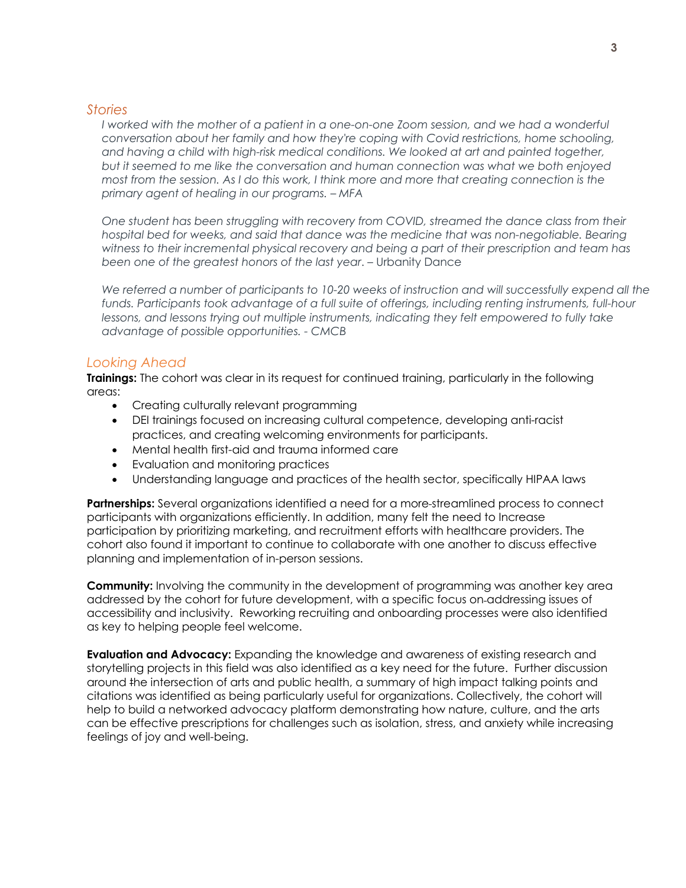## *Stories*

*I worked with the mother of a patient in a one-on-one Zoom session, and we had a wonderful conversation about her family and how they're coping with Covid restrictions, home schooling, and having a child with high-risk medical conditions. We looked at art and painted together, but it seemed to me like the conversation and human connection was what we both enjoyed most from the session. As I do this work, I think more and more that creating connection is the primary agent of healing in our programs. – MFA*

*One student has been struggling with recovery from COVID, streamed the dance class from their hospital bed for weeks, and said that dance was the medicine that was non-negotiable. Bearing witness to their incremental physical recovery and being a part of their prescription and team has been one of the greatest honors of the last year*. – Urbanity Dance

*We referred a number of participants to 10-20 weeks of instruction and will successfully expend all the funds. Participants took advantage of a full suite of offerings, including renting instruments, full-hour lessons, and lessons trying out multiple instruments, indicating they felt empowered to fully take advantage of possible opportunities. - CMCB*

## *Looking Ahead*

**Trainings:** The cohort was clear in its request for continued training, particularly in the following areas:

- Creating culturally relevant programming
- DEI trainings focused on increasing cultural competence, developing anti-racist practices, and creating welcoming environments for participants.
- Mental health first-aid and trauma informed care
- Evaluation and monitoring practices
- Understanding language and practices of the health sector, specifically HIPAA laws

**Partnerships:** Several organizations identified a need for a more streamlined process to connect participants with organizations efficiently. In addition, many felt the need to Increase participation by prioritizing marketing, and recruitment efforts with healthcare providers. The cohort also found it important to continue to collaborate with one another to discuss effective planning and implementation of in-person sessions.

**Community:** Involving the community in the development of programming was another key area addressed by the cohort for future development, with a specific focus on addressing issues of accessibility and inclusivity. Reworking recruiting and onboarding processes were also identified as key to helping people feel welcome.

**Evaluation and Advocacy:** Expanding the knowledge and awareness of existing research and storytelling projects in this field was also identified as a key need for the future. Further discussion around the intersection of arts and public health, a summary of high impact talking points and citations was identified as being particularly useful for organizations. Collectively, the cohort will help to build a networked advocacy platform demonstrating how nature, culture, and the arts can be effective prescriptions for challenges such as isolation, stress, and anxiety while increasing feelings of joy and well-being.